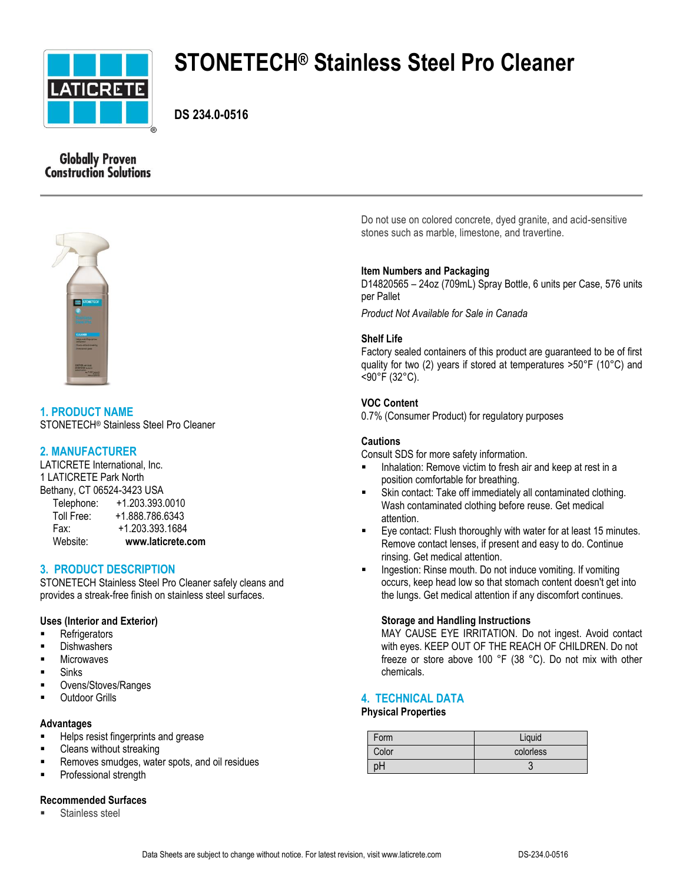# STONETECH® Stainless Steel Pro Cleaner

**DS 234.0-0516**

Globally Proven Construction Solutions

## 1. PRODUCT NAME

STONETECH® Stainless Steel Pro Cleaner

## 2. MANUFACTURER

LATICRETE International, Inc.
1 LATICRETE Park North
Bethany, CT 06524-3423 USA

Telephone: +1.203.393.0010
Toll Free: +1.888.786.6343
Fax: +1.203.393.1684
Website: **www.laticrete.com**

## 3. PRODUCT DESCRIPTION

STONETECH Stainless Steel Pro Cleaner safely cleans and provides a streak-free finish on stainless steel surfaces.

**Uses (Interior and Exterior)**

- Refrigerators
- Dishwashers
- Microwaves
- Sinks
- Ovens/Stoves/Ranges
- Outdoor Grills

**Advantages**

- Helps resist fingerprints and grease
- Cleans without streaking
- Removes smudges, water spots, and oil residues
- Professional strength

**Recommended Surfaces**

- Stainless steel

Do not use on colored concrete, dyed granite, and acid-sensitive stones such as marble, limestone, and travertine.

**Item Numbers and Packaging**

D14820565 – 24oz (709mL) Spray Bottle, 6 units per Case, 576 units per Pallet

*Product Not Available for Sale in Canada*

**Shelf Life**

Factory sealed containers of this product are guaranteed to be of first quality for two (2) years if stored at temperatures >50°F (10°C) and <90°F (32°C).

**VOC Content**

0.7% (Consumer Product) for regulatory purposes

**Cautions**

Consult SDS for more safety information.

- Inhalation: Remove victim to fresh air and keep at rest in a position comfortable for breathing.
- Skin contact: Take off immediately all contaminated clothing. Wash contaminated clothing before reuse. Get medical attention.
- Eye contact: Flush thoroughly with water for at least 15 minutes. Remove contact lenses, if present and easy to do. Continue rinsing. Get medical attention.
- Ingestion: Rinse mouth. Do not induce vomiting. If vomiting occurs, keep head low so that stomach content doesn't get into the lungs. Get medical attention if any discomfort continues.

**Storage and Handling Instructions**

MAY CAUSE EYE IRRITATION. Do not ingest. Avoid contact with eyes. KEEP OUT OF THE REACH OF CHILDREN. Do not freeze or store above 100 °F (38 °C). Do not mix with other chemicals.

## 4. TECHNICAL DATA

**Physical Properties**

| Form | Liquid |
|---|---|
| Color | colorless |
| pH | 3 |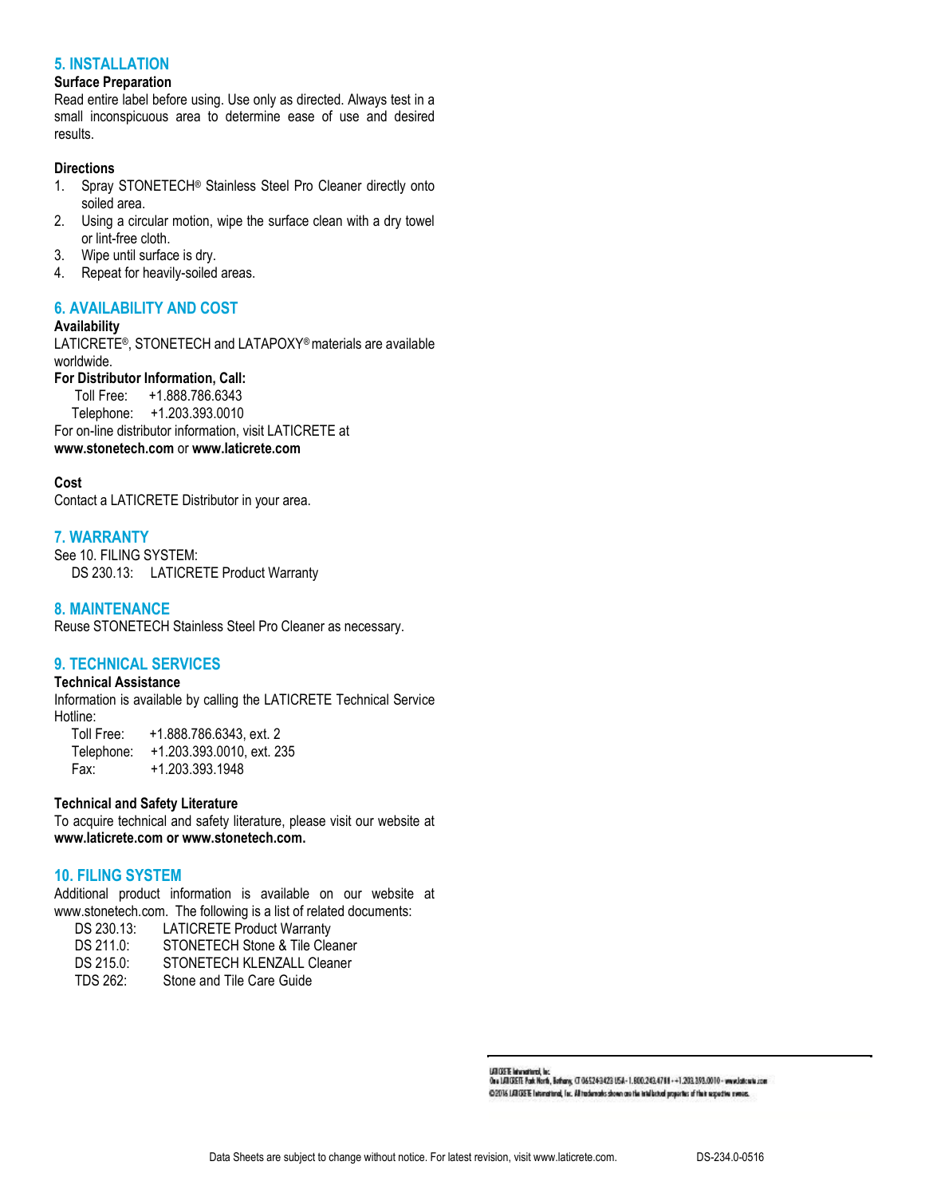## 5. INSTALLATION

**Surface Preparation**

Read entire label before using. Use only as directed. Always test in a small inconspicuous area to determine ease of use and desired results.

**Directions**

1. Spray STONETECH® Stainless Steel Pro Cleaner directly onto soiled area.
2. Using a circular motion, wipe the surface clean with a dry towel or lint-free cloth.
3. Wipe until surface is dry.
4. Repeat for heavily-soiled areas.

## 6. AVAILABILITY AND COST

**Availability**

LATICRETE®, STONETECH and LATAPOXY® materials are available worldwide.

**For Distributor Information, Call:**

Toll Free: +1.888.786.6343
Telephone: +1.203.393.0010

For on-line distributor information, visit LATICRETE at **www.stonetech.com** or **www.laticrete.com**

**Cost**

Contact a LATICRETE Distributor in your area.

## 7. WARRANTY

See 10. FILING SYSTEM:
DS 230.13: LATICRETE Product Warranty

## 8. MAINTENANCE

Reuse STONETECH Stainless Steel Pro Cleaner as necessary.

## 9. TECHNICAL SERVICES

**Technical Assistance**

Information is available by calling the LATICRETE Technical Service Hotline:

Toll Free: +1.888.786.6343, ext. 2
Telephone: +1.203.393.0010, ext. 235
Fax: +1.203.393.1948

**Technical and Safety Literature**

To acquire technical and safety literature, please visit our website at **www.laticrete.com or www.stonetech.com.**

## 10. FILING SYSTEM

Additional product information is available on our website at www.stonetech.com. The following is a list of related documents:

DS 230.13: LATICRETE Product Warranty
DS 211.0: STONETECH Stone & Tile Cleaner
DS 215.0: STONETECH KLENZALL Cleaner
TDS 262: Stone and Tile Care Guide

LATICRETE International, Inc.
One LATICRETE Park North, Bethany, CT 06524-3423 USA • 1.800.243.4788 • +1.203.393.0010 • www.laticrete.com
©2016 LATICRETE International, Inc. All trademarks shown are the intellectual properties of their respective owners.

Data Sheets are subject to change without notice. For latest revision, visit www.laticrete.com. DS-234.0-0516